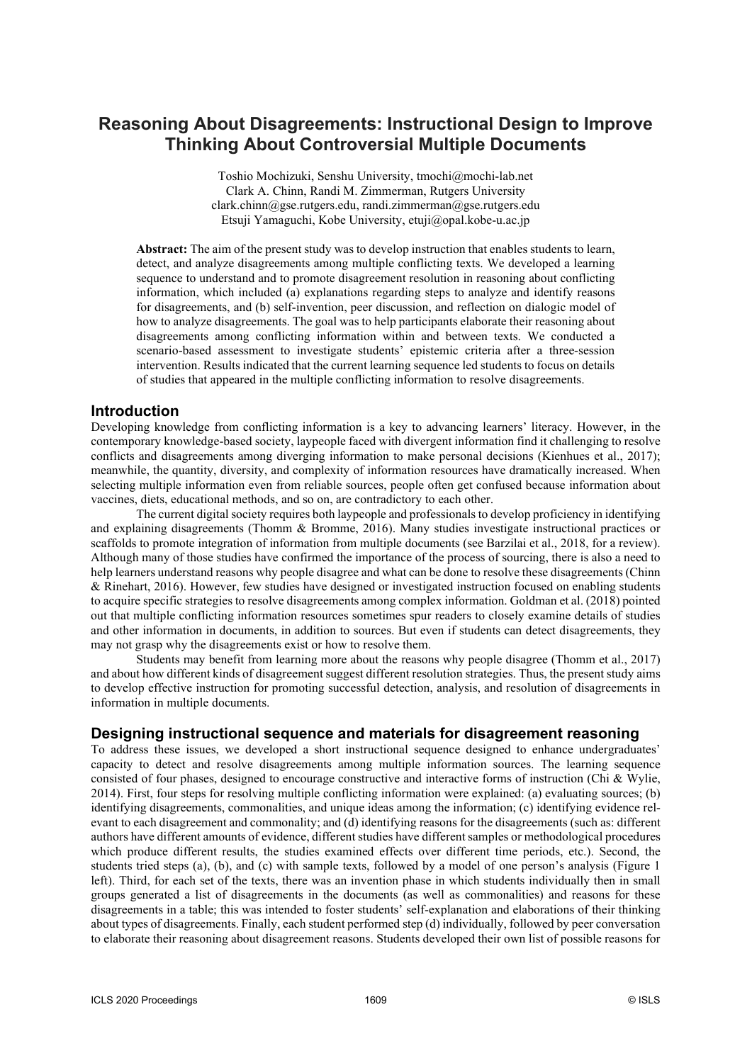# Reasoning About Disagreements: Instructional Design to Improve Thinking About Controversial Multiple Documents

Toshio Mochizuki, Senshu University, tmochi@mochi-lab.net
Clark A. Chinn, Randi M. Zimmerman, Rutgers University
clark.chinn@gse.rutgers.edu, randi.zimmerman@gse.rutgers.edu
Etsuji Yamaguchi, Kobe University, etuji@opal.kobe-u.ac.jp

**Abstract:** The aim of the present study was to develop instruction that enables students to learn, detect, and analyze disagreements among multiple conflicting texts. We developed a learning sequence to understand and to promote disagreement resolution in reasoning about conflicting information, which included (a) explanations regarding steps to analyze and identify reasons for disagreements, and (b) self-invention, peer discussion, and reflection on dialogic model of how to analyze disagreements. The goal was to help participants elaborate their reasoning about disagreements among conflicting information within and between texts. We conducted a scenario-based assessment to investigate students' epistemic criteria after a three-session intervention. Results indicated that the current learning sequence led students to focus on details of studies that appeared in the multiple conflicting information to resolve disagreements.

## Introduction

Developing knowledge from conflicting information is a key to advancing learners' literacy. However, in the contemporary knowledge-based society, laypeople faced with divergent information find it challenging to resolve conflicts and disagreements among diverging information to make personal decisions (Kienhues et al., 2017); meanwhile, the quantity, diversity, and complexity of information resources have dramatically increased. When selecting multiple information even from reliable sources, people often get confused because information about vaccines, diets, educational methods, and so on, are contradictory to each other.

The current digital society requires both laypeople and professionals to develop proficiency in identifying and explaining disagreements (Thomm & Bromme, 2016). Many studies investigate instructional practices or scaffolds to promote integration of information from multiple documents (see Barzilai et al., 2018, for a review). Although many of those studies have confirmed the importance of the process of sourcing, there is also a need to help learners understand reasons why people disagree and what can be done to resolve these disagreements (Chinn & Rinehart, 2016). However, few studies have designed or investigated instruction focused on enabling students to acquire specific strategies to resolve disagreements among complex information. Goldman et al. (2018) pointed out that multiple conflicting information resources sometimes spur readers to closely examine details of studies and other information in documents, in addition to sources. But even if students can detect disagreements, they may not grasp why the disagreements exist or how to resolve them.

Students may benefit from learning more about the reasons why people disagree (Thomm et al., 2017) and about how different kinds of disagreement suggest different resolution strategies. Thus, the present study aims to develop effective instruction for promoting successful detection, analysis, and resolution of disagreements in information in multiple documents.

## Designing instructional sequence and materials for disagreement reasoning

To address these issues, we developed a short instructional sequence designed to enhance undergraduates' capacity to detect and resolve disagreements among multiple information sources. The learning sequence consisted of four phases, designed to encourage constructive and interactive forms of instruction (Chi & Wylie, 2014). First, four steps for resolving multiple conflicting information were explained: (a) evaluating sources; (b) identifying disagreements, commonalities, and unique ideas among the information; (c) identifying evidence relevant to each disagreement and commonality; and (d) identifying reasons for the disagreements (such as: different authors have different amounts of evidence, different studies have different samples or methodological procedures which produce different results, the studies examined effects over different time periods, etc.). Second, the students tried steps (a), (b), and (c) with sample texts, followed by a model of one person's analysis (Figure 1 left). Third, for each set of the texts, there was an invention phase in which students individually then in small groups generated a list of disagreements in the documents (as well as commonalities) and reasons for these disagreements in a table; this was intended to foster students' self-explanation and elaborations of their thinking about types of disagreements. Finally, each student performed step (d) individually, followed by peer conversation to elaborate their reasoning about disagreement reasons. Students developed their own list of possible reasons for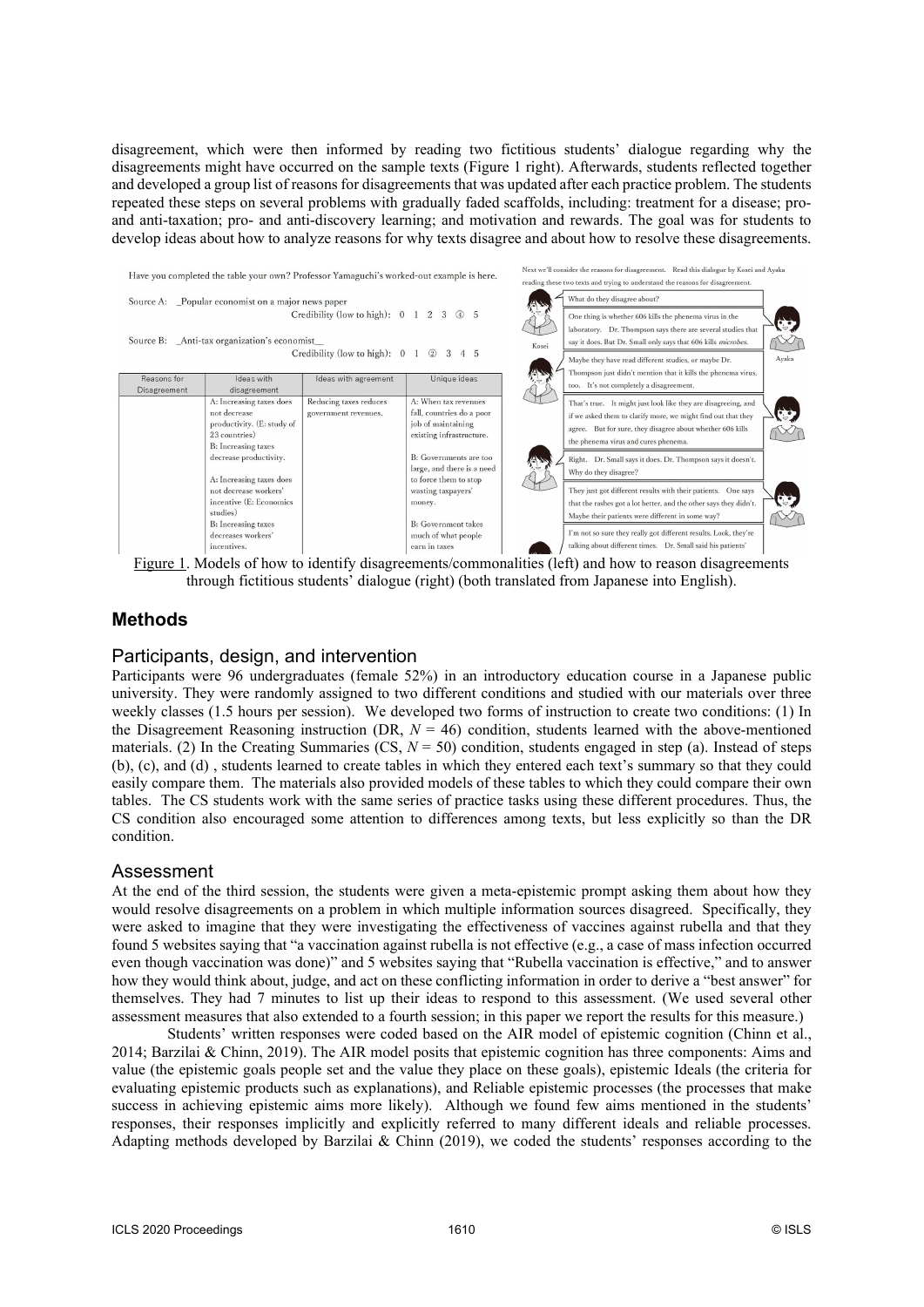disagreement, which were then informed by reading two fictitious students' dialogue regarding why the disagreements might have occurred on the sample texts (Figure 1 right). Afterwards, students reflected together and developed a group list of reasons for disagreements that was updated after each practice problem. The students repeated these steps on several problems with gradually faded scaffolds, including: treatment for a disease; pro- and anti-taxation; pro- and anti-discovery learning; and motivation and rewards. The goal was for students to develop ideas about how to analyze reasons for why texts disagree and about how to resolve these disagreements.

Have you completed the table your own? Professor Yamaguchi's worked-out example is here.

Source A: _Popular economist on a major news paper    Credibility (low to high): 0 1 2 3 ④ 5

Source B: _Anti-tax organization's economist__    Credibility (low to high): 0 1 ② 3 4 5

| Reasons for Disagreement | Ideas with disagreement | Ideas with agreement | Unique ideas |
|---|---|---|---|
| | A: Increasing taxes does not decrease productivity. (E: study of 23 countries) B: Increasing taxes decrease productivity. A: Increasing taxes does not decrease workers' incentive (E: Economics studies) B: Increasing taxes decreases workers' incentives. | Reducing taxes reduces government revenues. | A: When tax revenues fall, countries do a poor job of maintaining existing infrastructure. B: Governments are too large, and there is a need to force them to stop wasting taxpayers' money. B: Government takes much of what people earn in taxes |

Next we'll consider the reasons for disagreement. Read this dialogue by Kosei and Ayaka reading these two texts and trying to understand the reasons for disagreement.

Kosei: What do they disagree about?

Ayaka: One thing is whether 606 kills the phenema virus in the laboratory. Dr. Thompson says there are several studies that say it does. But Dr. Small only says that 606 kills *microbes*.

Kosei: Maybe they have read different studies, or maybe Dr. Thompson just didn't mention that it kills the phenema virus, too. It's not completely a disagreement.

Ayaka: That's true. It might just look like they are disagreeing, and if we asked them to clarify more, we might find out that they agree. But for sure, they disagree about whether 606 kills the phenema virus and cures phenema.

Kosei: Right. Dr. Small says it does. Dr. Thompson says it doesn't. Why do they disagree?

Ayaka: They just got different results with their patients. One says that the rashes got a lot better, and the other says they didn't. Maybe their patients were different in some way?

Kosei: I'm not so sure they really got different results. Look, they're talking about different times. Dr. Small said his patients'

Figure 1. Models of how to identify disagreements/commonalities (left) and how to reason disagreements through fictitious students' dialogue (right) (both translated from Japanese into English).

## Methods

### Participants, design, and intervention

Participants were 96 undergraduates (female 52%) in an introductory education course in a Japanese public university. They were randomly assigned to two different conditions and studied with our materials over three weekly classes (1.5 hours per session). We developed two forms of instruction to create two conditions: (1) In the Disagreement Reasoning instruction (DR, $N$ = 46) condition, students learned with the above-mentioned materials. (2) In the Creating Summaries (CS, $N$ = 50) condition, students engaged in step (a). Instead of steps (b), (c), and (d) , students learned to create tables in which they entered each text's summary so that they could easily compare them. The materials also provided models of these tables to which they could compare their own tables. The CS students work with the same series of practice tasks using these different procedures. Thus, the CS condition also encouraged some attention to differences among texts, but less explicitly so than the DR condition.

### Assessment

At the end of the third session, the students were given a meta-epistemic prompt asking them about how they would resolve disagreements on a problem in which multiple information sources disagreed. Specifically, they were asked to imagine that they were investigating the effectiveness of vaccines against rubella and that they found 5 websites saying that "a vaccination against rubella is not effective (e.g., a case of mass infection occurred even though vaccination was done)" and 5 websites saying that "Rubella vaccination is effective," and to answer how they would think about, judge, and act on these conflicting information in order to derive a "best answer" for themselves. They had 7 minutes to list up their ideas to respond to this assessment. (We used several other assessment measures that also extended to a fourth session; in this paper we report the results for this measure.)

Students' written responses were coded based on the AIR model of epistemic cognition (Chinn et al., 2014; Barzilai & Chinn, 2019). The AIR model posits that epistemic cognition has three components: Aims and value (the epistemic goals people set and the value they place on these goals), epistemic Ideals (the criteria for evaluating epistemic products such as explanations), and Reliable epistemic processes (the processes that make success in achieving epistemic aims more likely). Although we found few aims mentioned in the students' responses, their responses implicitly and explicitly referred to many different ideals and reliable processes. Adapting methods developed by Barzilai & Chinn (2019), we coded the students' responses according to the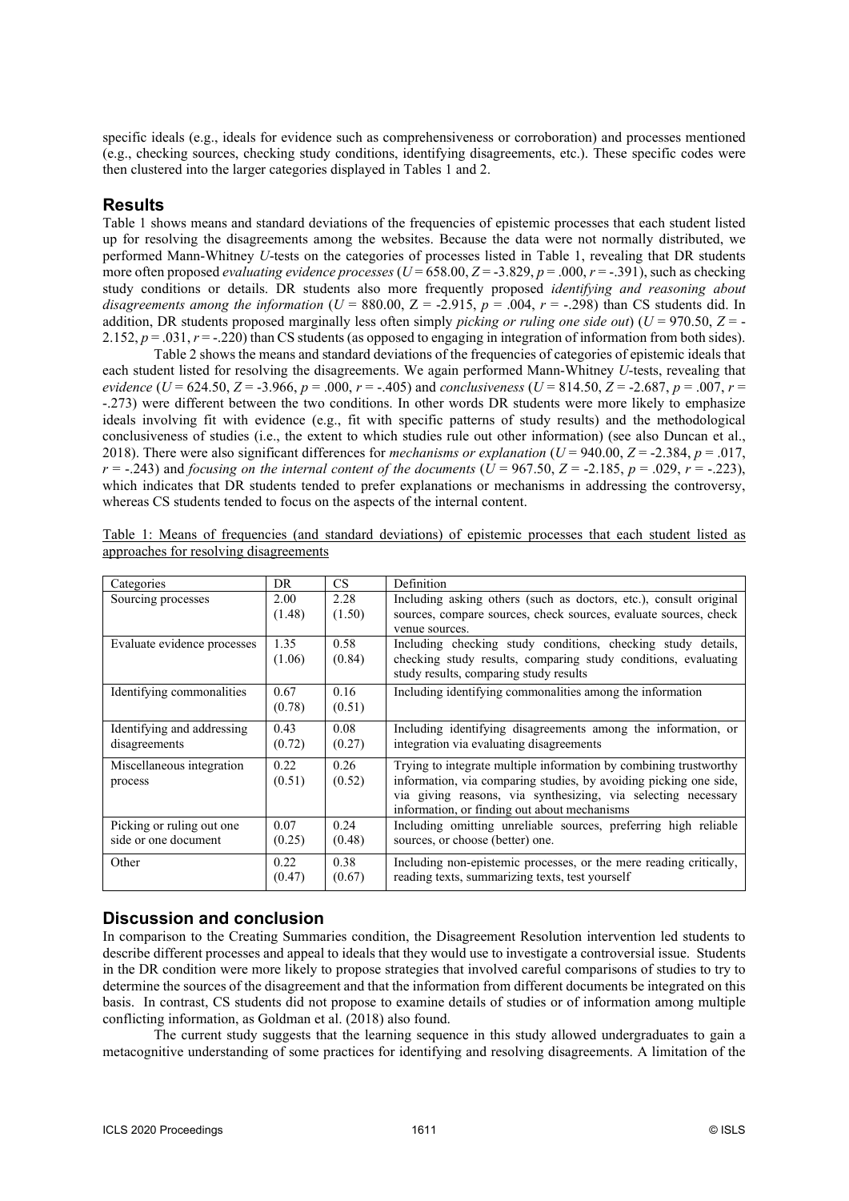specific ideals (e.g., ideals for evidence such as comprehensiveness or corroboration) and processes mentioned (e.g., checking sources, checking study conditions, identifying disagreements, etc.). These specific codes were then clustered into the larger categories displayed in Tables 1 and 2.

## Results

Table 1 shows means and standard deviations of the frequencies of epistemic processes that each student listed up for resolving the disagreements among the websites. Because the data were not normally distributed, we performed Mann-Whitney *U*-tests on the categories of processes listed in Table 1, revealing that DR students more often proposed *evaluating evidence processes* ($U = 658.00$, $Z = -3.829$, $p = .000$, $r = -.391$), such as checking study conditions or details. DR students also more frequently proposed *identifying and reasoning about disagreements among the information* ($U = 880.00$, $Z = -2.915$, $p = .004$, $r = -.298$) than CS students did. In addition, DR students proposed marginally less often simply *picking or ruling one side out*) ($U = 970.50$, $Z = -2.152$, $p = .031$, $r = -.220$) than CS students (as opposed to engaging in integration of information from both sides).

Table 2 shows the means and standard deviations of the frequencies of categories of epistemic ideals that each student listed for resolving the disagreements. We again performed Mann-Whitney *U*-tests, revealing that *evidence* ($U = 624.50$, $Z = -3.966$, $p = .000$, $r = -.405$) and *conclusiveness* ($U = 814.50$, $Z = -2.687$, $p = .007$, $r = -.273$) were different between the two conditions. In other words DR students were more likely to emphasize ideals involving fit with evidence (e.g., fit with specific patterns of study results) and the methodological conclusiveness of studies (i.e., the extent to which studies rule out other information) (see also Duncan et al., 2018). There were also significant differences for *mechanisms or explanation* ($U = 940.00$, $Z = -2.384$, $p = .017$, $r = -.243$) and *focusing on the internal content of the documents* ($U = 967.50$, $Z = -2.185$, $p = .029$, $r = -.223$), which indicates that DR students tended to prefer explanations or mechanisms in addressing the controversy, whereas CS students tended to focus on the aspects of the internal content.

Table 1: Means of frequencies (and standard deviations) of epistemic processes that each student listed as approaches for resolving disagreements

| Categories | DR | CS | Definition |
|---|---|---|---|
| Sourcing processes | 2.00 (1.48) | 2.28 (1.50) | Including asking others (such as doctors, etc.), consult original sources, compare sources, check sources, evaluate sources, check venue sources. |
| Evaluate evidence processes | 1.35 (1.06) | 0.58 (0.84) | Including checking study conditions, checking study details, checking study results, comparing study conditions, evaluating study results, comparing study results |
| Identifying commonalities | 0.67 (0.78) | 0.16 (0.51) | Including identifying commonalities among the information |
| Identifying and addressing disagreements | 0.43 (0.72) | 0.08 (0.27) | Including identifying disagreements among the information, or integration via evaluating disagreements |
| Miscellaneous integration process | 0.22 (0.51) | 0.26 (0.52) | Trying to integrate multiple information by combining trustworthy information, via comparing studies, by avoiding picking one side, via giving reasons, via synthesizing, via selecting necessary information, or finding out about mechanisms |
| Picking or ruling out one side or one document | 0.07 (0.25) | 0.24 (0.48) | Including omitting unreliable sources, preferring high reliable sources, or choose (better) one. |
| Other | 0.22 (0.47) | 0.38 (0.67) | Including non-epistemic processes, or the mere reading critically, reading texts, summarizing texts, test yourself |

## Discussion and conclusion

In comparison to the Creating Summaries condition, the Disagreement Resolution intervention led students to describe different processes and appeal to ideals that they would use to investigate a controversial issue. Students in the DR condition were more likely to propose strategies that involved careful comparisons of studies to try to determine the sources of the disagreement and that the information from different documents be integrated on this basis. In contrast, CS students did not propose to examine details of studies or of information among multiple conflicting information, as Goldman et al. (2018) also found.

The current study suggests that the learning sequence in this study allowed undergraduates to gain a metacognitive understanding of some practices for identifying and resolving disagreements. A limitation of the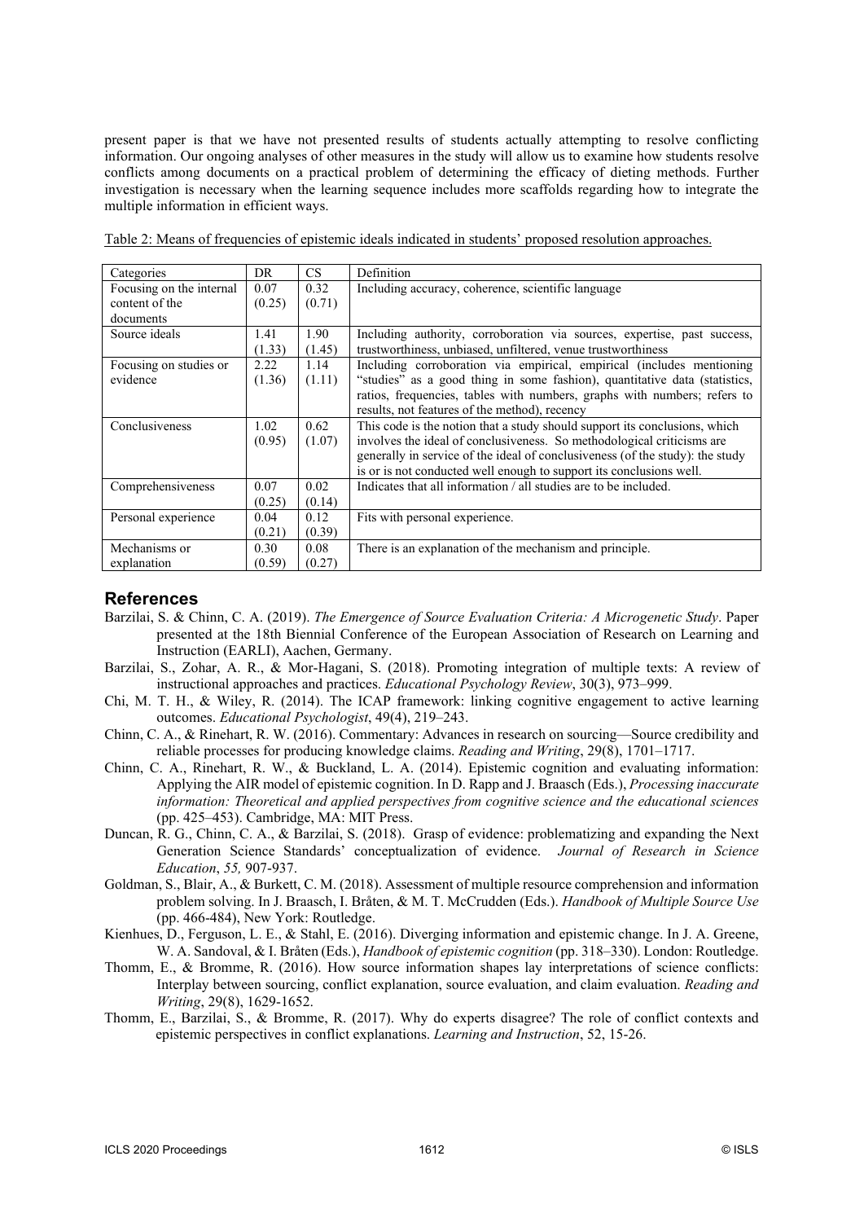present paper is that we have not presented results of students actually attempting to resolve conflicting information. Our ongoing analyses of other measures in the study will allow us to examine how students resolve conflicts among documents on a practical problem of determining the efficacy of dieting methods. Further investigation is necessary when the learning sequence includes more scaffolds regarding how to integrate the multiple information in efficient ways.

Table 2: Means of frequencies of epistemic ideals indicated in students' proposed resolution approaches.

| Categories | DR | CS | Definition |
|---|---|---|---|
| Focusing on the internal content of the documents | 0.07 (0.25) | 0.32 (0.71) | Including accuracy, coherence, scientific language |
| Source ideals | 1.41 (1.33) | 1.90 (1.45) | Including authority, corroboration via sources, expertise, past success, trustworthiness, unbiased, unfiltered, venue trustworthiness |
| Focusing on studies or evidence | 2.22 (1.36) | 1.14 (1.11) | Including corroboration via empirical, empirical (includes mentioning "studies" as a good thing in some fashion), quantitative data (statistics, ratios, frequencies, tables with numbers, graphs with numbers; refers to results, not features of the method), recency |
| Conclusiveness | 1.02 (0.95) | 0.62 (1.07) | This code is the notion that a study should support its conclusions, which involves the ideal of conclusiveness. So methodological criticisms are generally in service of the ideal of conclusiveness (of the study): the study is or is not conducted well enough to support its conclusions well. |
| Comprehensiveness | 0.07 (0.25) | 0.02 (0.14) | Indicates that all information / all studies are to be included. |
| Personal experience | 0.04 (0.21) | 0.12 (0.39) | Fits with personal experience. |
| Mechanisms or explanation | 0.30 (0.59) | 0.08 (0.27) | There is an explanation of the mechanism and principle. |

## References

Barzilai, S. & Chinn, C. A. (2019). *The Emergence of Source Evaluation Criteria: A Microgenetic Study*. Paper presented at the 18th Biennial Conference of the European Association of Research on Learning and Instruction (EARLI), Aachen, Germany.

Barzilai, S., Zohar, A. R., & Mor-Hagani, S. (2018). Promoting integration of multiple texts: A review of instructional approaches and practices. *Educational Psychology Review*, 30(3), 973–999.

Chi, M. T. H., & Wiley, R. (2014). The ICAP framework: linking cognitive engagement to active learning outcomes. *Educational Psychologist*, 49(4), 219–243.

Chinn, C. A., & Rinehart, R. W. (2016). Commentary: Advances in research on sourcing—Source credibility and reliable processes for producing knowledge claims. *Reading and Writing*, 29(8), 1701–1717.

Chinn, C. A., Rinehart, R. W., & Buckland, L. A. (2014). Epistemic cognition and evaluating information: Applying the AIR model of epistemic cognition. In D. Rapp and J. Braasch (Eds.), *Processing inaccurate information: Theoretical and applied perspectives from cognitive science and the educational sciences* (pp. 425–453). Cambridge, MA: MIT Press.

Duncan, R. G., Chinn, C. A., & Barzilai, S. (2018). Grasp of evidence: problematizing and expanding the Next Generation Science Standards' conceptualization of evidence. *Journal of Research in Science Education*, *55,* 907-937.

Goldman, S., Blair, A., & Burkett, C. M. (2018). Assessment of multiple resource comprehension and information problem solving. In J. Braasch, I. Bråten, & M. T. McCrudden (Eds.). *Handbook of Multiple Source Use* (pp. 466-484), New York: Routledge.

Kienhues, D., Ferguson, L. E., & Stahl, E. (2016). Diverging information and epistemic change. In J. A. Greene, W. A. Sandoval, & I. Bråten (Eds.), *Handbook of epistemic cognition* (pp. 318–330). London: Routledge.

Thomm, E., & Bromme, R. (2016). How source information shapes lay interpretations of science conflicts: Interplay between sourcing, conflict explanation, source evaluation, and claim evaluation. *Reading and Writing*, 29(8), 1629-1652.

Thomm, E., Barzilai, S., & Bromme, R. (2017). Why do experts disagree? The role of conflict contexts and epistemic perspectives in conflict explanations. *Learning and Instruction*, 52, 15-26.